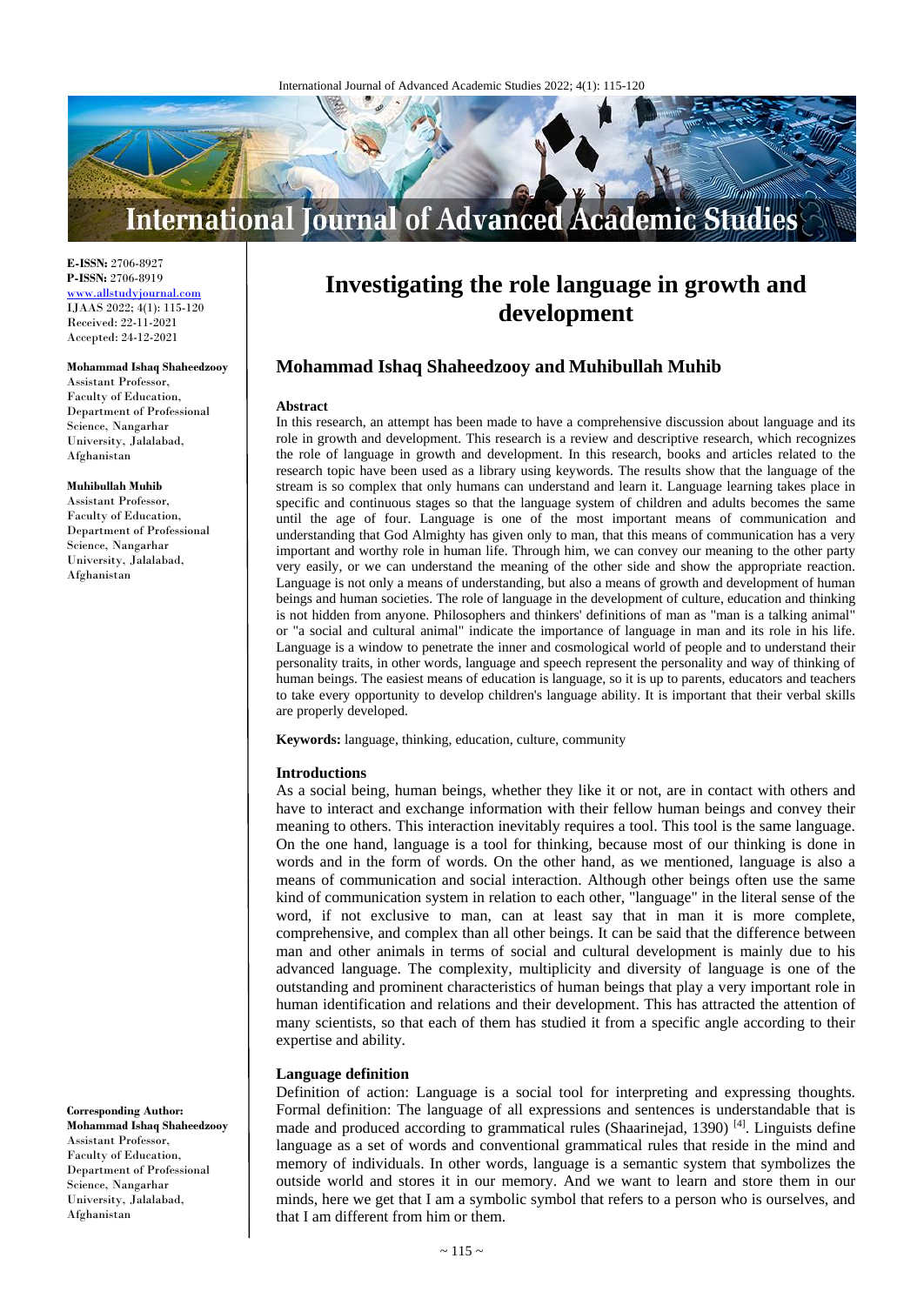# Investigating the role language in growth and development

## Mohammad Ishaq Shaheedzooy and Muhibullah Muhib

**E-ISSN:** 2706-8927
**P-ISSN:** 2706-8919
www.allstudyjournal.com
IJAAS 2022; 4(1): 115-120
Received: 22-11-2021
Accepted: 24-12-2021

**Mohammad Ishaq Shaheedzooy**
Assistant Professor, Faculty of Education, Department of Professional Science, Nangarhar University, Jalalabad, Afghanistan

**Muhibullah Muhib**
Assistant Professor, Faculty of Education, Department of Professional Science, Nangarhar University, Jalalabad, Afghanistan

**Corresponding Author:**
**Mohammad Ishaq Shaheedzooy**
Assistant Professor, Faculty of Education, Department of Professional Science, Nangarhar University, Jalalabad, Afghanistan

### Abstract

In this research, an attempt has been made to have a comprehensive discussion about language and its role in growth and development. This research is a review and descriptive research, which recognizes the role of language in growth and development. In this research, books and articles related to the research topic have been used as a library using keywords. The results show that the language of the stream is so complex that only humans can understand and learn it. Language learning takes place in specific and continuous stages so that the language system of children and adults becomes the same until the age of four. Language is one of the most important means of communication and understanding that God Almighty has given only to man, that this means of communication has a very important and worthy role in human life. Through him, we can convey our meaning to the other party very easily, or we can understand the meaning of the other side and show the appropriate reaction. Language is not only a means of understanding, but also a means of growth and development of human beings and human societies. The role of language in the development of culture, education and thinking is not hidden from anyone. Philosophers and thinkers' definitions of man as "man is a talking animal" or "a social and cultural animal" indicate the importance of language in man and its role in his life. Language is a window to penetrate the inner and cosmological world of people and to understand their personality traits, in other words, language and speech represent the personality and way of thinking of human beings. The easiest means of education is language, so it is up to parents, educators and teachers to take every opportunity to develop children's language ability. It is important that their verbal skills are properly developed.

**Keywords:** language, thinking, education, culture, community

### Introductions

As a social being, human beings, whether they like it or not, are in contact with others and have to interact and exchange information with their fellow human beings and convey their meaning to others. This interaction inevitably requires a tool. This tool is the same language. On the one hand, language is a tool for thinking, because most of our thinking is done in words and in the form of words. On the other hand, as we mentioned, language is also a means of communication and social interaction. Although other beings often use the same kind of communication system in relation to each other, "language" in the literal sense of the word, if not exclusive to man, can at least say that in man it is more complete, comprehensive, and complex than all other beings. It can be said that the difference between man and other animals in terms of social and cultural development is mainly due to his advanced language. The complexity, multiplicity and diversity of language is one of the outstanding and prominent characteristics of human beings that play a very important role in human identification and relations and their development. This has attracted the attention of many scientists, so that each of them has studied it from a specific angle according to their expertise and ability.

### Language definition

Definition of action: Language is a social tool for interpreting and expressing thoughts. Formal definition: The language of all expressions and sentences is understandable that is made and produced according to grammatical rules (Shaarinejad, 1390) [4]. Linguists define language as a set of words and conventional grammatical rules that reside in the mind and memory of individuals. In other words, language is a semantic system that symbolizes the outside world and stores it in our memory. And we want to learn and store them in our minds, here we get that I am a symbolic symbol that refers to a person who is ourselves, and that I am different from him or them.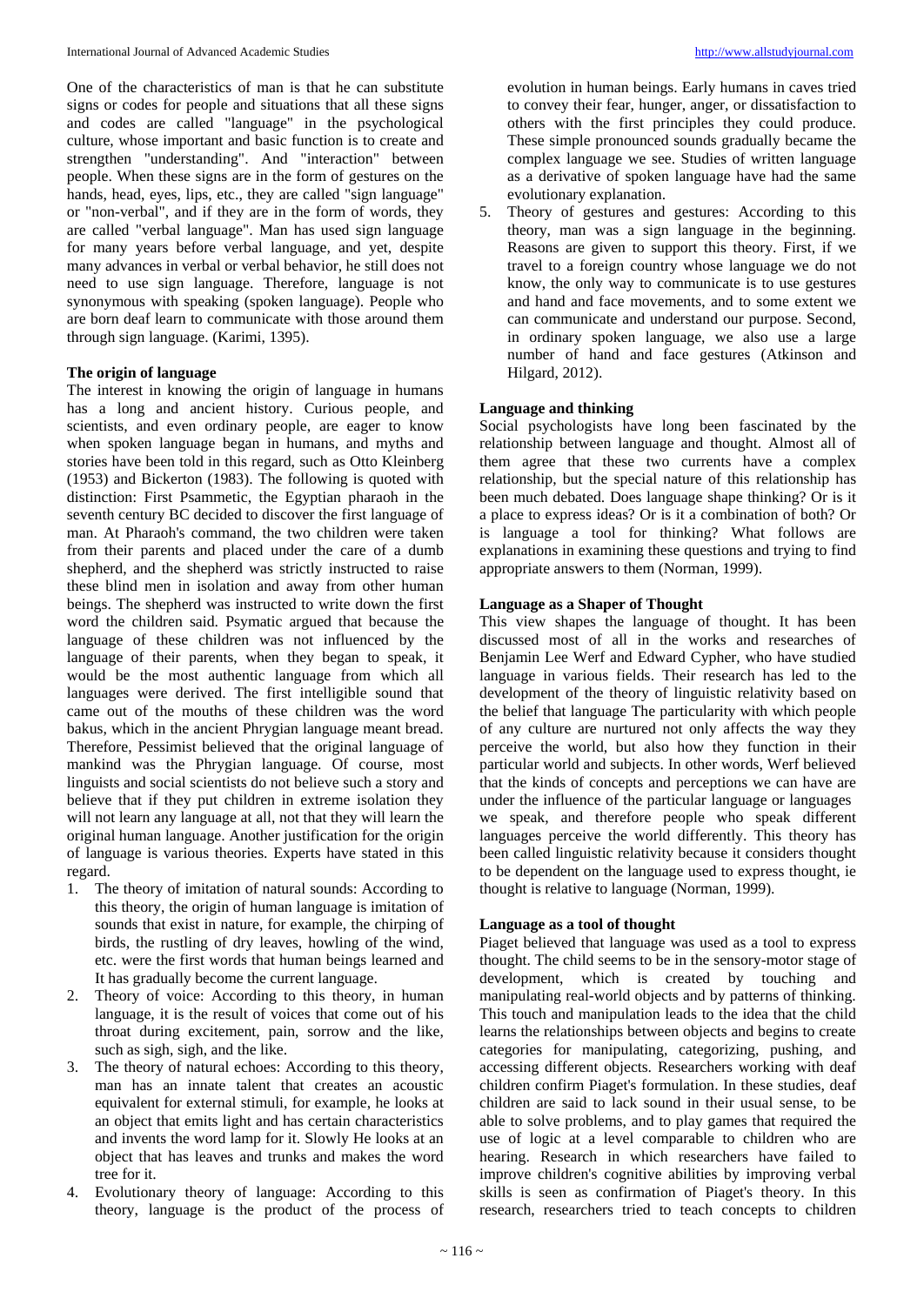One of the characteristics of man is that he can substitute signs or codes for people and situations that all these signs and codes are called "language" in the psychological culture, whose important and basic function is to create and strengthen "understanding". And "interaction" between people. When these signs are in the form of gestures on the hands, head, eyes, lips, etc., they are called "sign language" or "non-verbal", and if they are in the form of words, they are called "verbal language". Man has used sign language for many years before verbal language, and yet, despite many advances in verbal or verbal behavior, he still does not need to use sign language. Therefore, language is not synonymous with speaking (spoken language). People who are born deaf learn to communicate with those around them through sign language. (Karimi, 1395).

## The origin of language

The interest in knowing the origin of language in humans has a long and ancient history. Curious people, and scientists, and even ordinary people, are eager to know when spoken language began in humans, and myths and stories have been told in this regard, such as Otto Kleinberg (1953) and Bickerton (1983). The following is quoted with distinction: First Psammetic, the Egyptian pharaoh in the seventh century BC decided to discover the first language of man. At Pharaoh's command, the two children were taken from their parents and placed under the care of a dumb shepherd, and the shepherd was strictly instructed to raise these blind men in isolation and away from other human beings. The shepherd was instructed to write down the first word the children said. Psymatic argued that because the language of these children was not influenced by the language of their parents, when they began to speak, it would be the most authentic language from which all languages were derived. The first intelligible sound that came out of the mouths of these children was the word bakus, which in the ancient Phrygian language meant bread. Therefore, Pessimist believed that the original language of mankind was the Phrygian language. Of course, most linguists and social scientists do not believe such a story and believe that if they put children in extreme isolation they will not learn any language at all, not that they will learn the original human language. Another justification for the origin of language is various theories. Experts have stated in this regard.

1. The theory of imitation of natural sounds: According to this theory, the origin of human language is imitation of sounds that exist in nature, for example, the chirping of birds, the rustling of dry leaves, howling of the wind, etc. were the first words that human beings learned and It has gradually become the current language.
2. Theory of voice: According to this theory, in human language, it is the result of voices that come out of his throat during excitement, pain, sorrow and the like, such as sigh, sigh, and the like.
3. The theory of natural echoes: According to this theory, man has an innate talent that creates an acoustic equivalent for external stimuli, for example, he looks at an object that emits light and has certain characteristics and invents the word lamp for it. Slowly He looks at an object that has leaves and trunks and makes the word tree for it.
4. Evolutionary theory of language: According to this theory, language is the product of the process of evolution in human beings. Early humans in caves tried to convey their fear, hunger, anger, or dissatisfaction to others with the first principles they could produce. These simple pronounced sounds gradually became the complex language we see. Studies of written language as a derivative of spoken language have had the same evolutionary explanation.
5. Theory of gestures and gestures: According to this theory, man was a sign language in the beginning. Reasons are given to support this theory. First, if we travel to a foreign country whose language we do not know, the only way to communicate is to use gestures and hand and face movements, and to some extent we can communicate and understand our purpose. Second, in ordinary spoken language, we also use a large number of hand and face gestures (Atkinson and Hilgard, 2012).

## Language and thinking

Social psychologists have long been fascinated by the relationship between language and thought. Almost all of them agree that these two currents have a complex relationship, but the special nature of this relationship has been much debated. Does language shape thinking? Or is it a place to express ideas? Or is it a combination of both? Or is language a tool for thinking? What follows are explanations in examining these questions and trying to find appropriate answers to them (Norman, 1999).

## Language as a Shaper of Thought

This view shapes the language of thought. It has been discussed most of all in the works and researches of Benjamin Lee Werf and Edward Cypher, who have studied language in various fields. Their research has led to the development of the theory of linguistic relativity based on the belief that language The particularity with which people of any culture are nurtured not only affects the way they perceive the world, but also how they function in their particular world and subjects. In other words, Werf believed that the kinds of concepts and perceptions we can have are under the influence of the particular language or languages we speak, and therefore people who speak different languages perceive the world differently. This theory has been called linguistic relativity because it considers thought to be dependent on the language used to express thought, ie thought is relative to language (Norman, 1999).

## Language as a tool of thought

Piaget believed that language was used as a tool to express thought. The child seems to be in the sensory-motor stage of development, which is created by touching and manipulating real-world objects and by patterns of thinking. This touch and manipulation leads to the idea that the child learns the relationships between objects and begins to create categories for manipulating, categorizing, pushing, and accessing different objects. Researchers working with deaf children confirm Piaget's formulation. In these studies, deaf children are said to lack sound in their usual sense, to be able to solve problems, and to play games that required the use of logic at a level comparable to children who are hearing. Research in which researchers have failed to improve children's cognitive abilities by improving verbal skills is seen as confirmation of Piaget's theory. In this research, researchers tried to teach concepts to children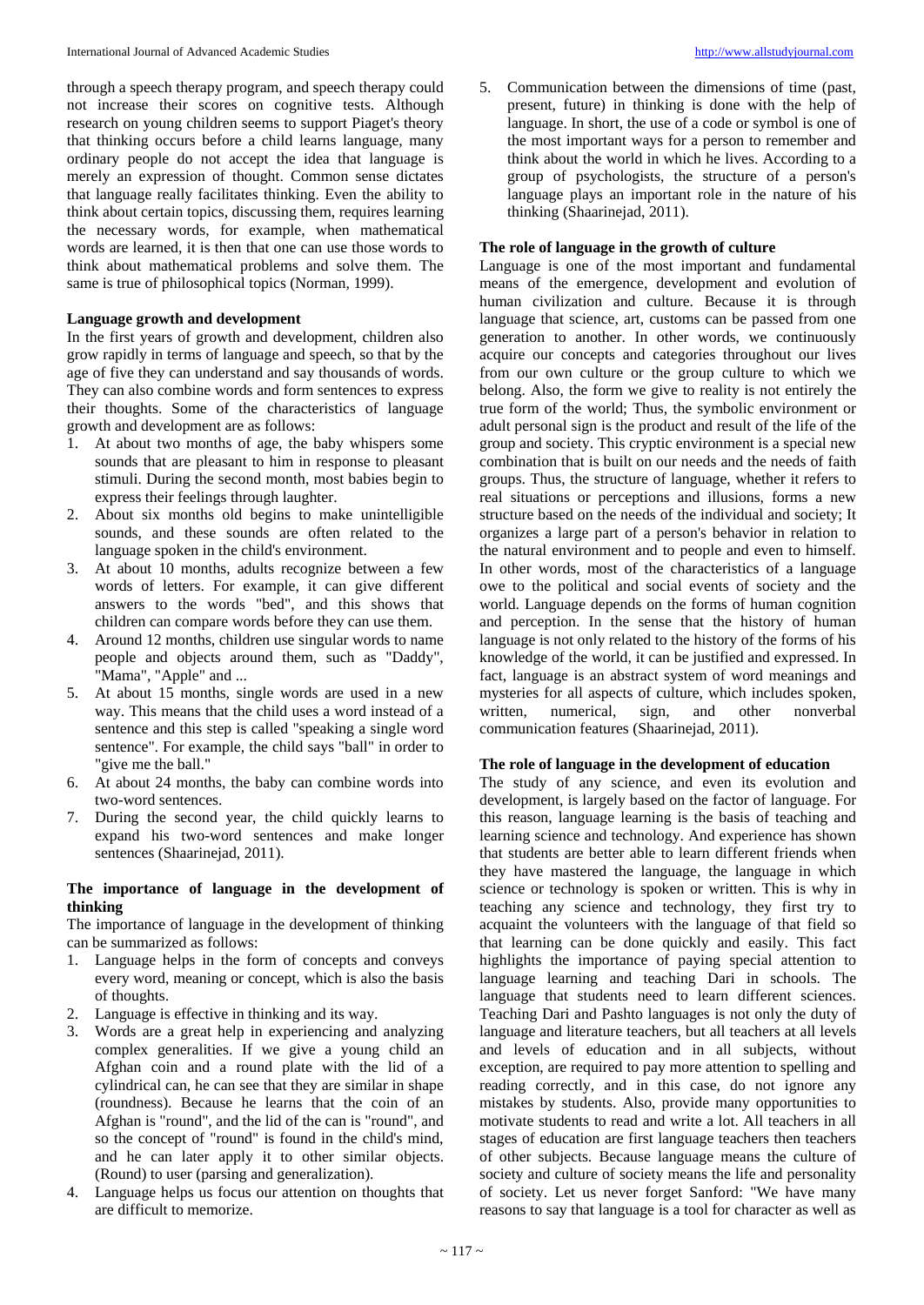through a speech therapy program, and speech therapy could not increase their scores on cognitive tests. Although research on young children seems to support Piaget's theory that thinking occurs before a child learns language, many ordinary people do not accept the idea that language is merely an expression of thought. Common sense dictates that language really facilitates thinking. Even the ability to think about certain topics, discussing them, requires learning the necessary words, for example, when mathematical words are learned, it is then that one can use those words to think about mathematical problems and solve them. The same is true of philosophical topics (Norman, 1999).

**Language growth and development**

In the first years of growth and development, children also grow rapidly in terms of language and speech, so that by the age of five they can understand and say thousands of words. They can also combine words and form sentences to express their thoughts. Some of the characteristics of language growth and development are as follows:

1. At about two months of age, the baby whispers some sounds that are pleasant to him in response to pleasant stimuli. During the second month, most babies begin to express their feelings through laughter.
2. About six months old begins to make unintelligible sounds, and these sounds are often related to the language spoken in the child's environment.
3. At about 10 months, adults recognize between a few words of letters. For example, it can give different answers to the words "bed", and this shows that children can compare words before they can use them.
4. Around 12 months, children use singular words to name people and objects around them, such as "Daddy", "Mama", "Apple" and ...
5. At about 15 months, single words are used in a new way. This means that the child uses a word instead of a sentence and this step is called "speaking a single word sentence". For example, the child says "ball" in order to "give me the ball."
6. At about 24 months, the baby can combine words into two-word sentences.
7. During the second year, the child quickly learns to expand his two-word sentences and make longer sentences (Shaarinejad, 2011).

**The importance of language in the development of thinking**

The importance of language in the development of thinking can be summarized as follows:

1. Language helps in the form of concepts and conveys every word, meaning or concept, which is also the basis of thoughts.
2. Language is effective in thinking and its way.
3. Words are a great help in experiencing and analyzing complex generalities. If we give a young child an Afghan coin and a round plate with the lid of a cylindrical can, he can see that they are similar in shape (roundness). Because he learns that the coin of an Afghan is "round", and the lid of the can is "round", and so the concept of "round" is found in the child's mind, and he can later apply it to other similar objects. (Round) to user (parsing and generalization).
4. Language helps us focus our attention on thoughts that are difficult to memorize.
5. Communication between the dimensions of time (past, present, future) in thinking is done with the help of language. In short, the use of a code or symbol is one of the most important ways for a person to remember and think about the world in which he lives. According to a group of psychologists, the structure of a person's language plays an important role in the nature of his thinking (Shaarinejad, 2011).

**The role of language in the growth of culture**

Language is one of the most important and fundamental means of the emergence, development and evolution of human civilization and culture. Because it is through language that science, art, customs can be passed from one generation to another. In other words, we continuously acquire our concepts and categories throughout our lives from our own culture or the group culture to which we belong. Also, the form we give to reality is not entirely the true form of the world; Thus, the symbolic environment or adult personal sign is the product and result of the life of the group and society. This cryptic environment is a special new combination that is built on our needs and the needs of faith groups. Thus, the structure of language, whether it refers to real situations or perceptions and illusions, forms a new structure based on the needs of the individual and society; It organizes a large part of a person's behavior in relation to the natural environment and to people and even to himself. In other words, most of the characteristics of a language owe to the political and social events of society and the world. Language depends on the forms of human cognition and perception. In the sense that the history of human language is not only related to the history of the forms of his knowledge of the world, it can be justified and expressed. In fact, language is an abstract system of word meanings and mysteries for all aspects of culture, which includes spoken, written, numerical, sign, and other nonverbal communication features (Shaarinejad, 2011).

**The role of language in the development of education**

The study of any science, and even its evolution and development, is largely based on the factor of language. For this reason, language learning is the basis of teaching and learning science and technology. And experience has shown that students are better able to learn different friends when they have mastered the language, the language in which science or technology is spoken or written. This is why in teaching any science and technology, they first try to acquaint the volunteers with the language of that field so that learning can be done quickly and easily. This fact highlights the importance of paying special attention to language learning and teaching Dari in schools. The language that students need to learn different sciences. Teaching Dari and Pashto languages is not only the duty of language and literature teachers, but all teachers at all levels and levels of education and in all subjects, without exception, are required to pay more attention to spelling and reading correctly, and in this case, do not ignore any mistakes by students. Also, provide many opportunities to motivate students to read and write a lot. All teachers in all stages of education are first language teachers then teachers of other subjects. Because language means the culture of society and culture of society means the life and personality of society. Let us never forget Sanford: "We have many reasons to say that language is a tool for character as well as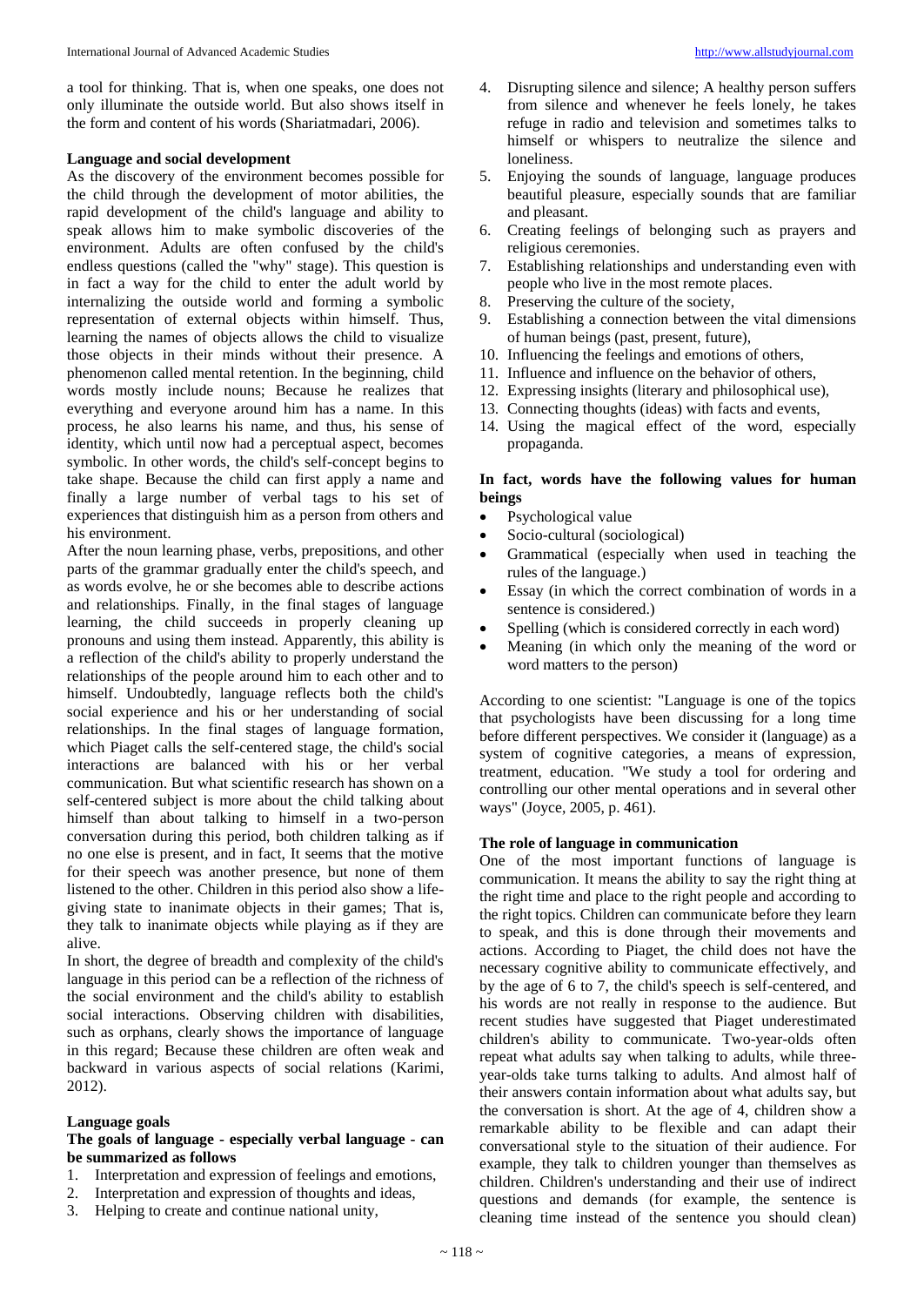a tool for thinking. That is, when one speaks, one does not only illuminate the outside world. But also shows itself in the form and content of his words (Shariatmadari, 2006).

**Language and social development**

As the discovery of the environment becomes possible for the child through the development of motor abilities, the rapid development of the child's language and ability to speak allows him to make symbolic discoveries of the environment. Adults are often confused by the child's endless questions (called the "why" stage). This question is in fact a way for the child to enter the adult world by internalizing the outside world and forming a symbolic representation of external objects within himself. Thus, learning the names of objects allows the child to visualize those objects in their minds without their presence. A phenomenon called mental retention. In the beginning, child words mostly include nouns; Because he realizes that everything and everyone around him has a name. In this process, he also learns his name, and thus, his sense of identity, which until now had a perceptual aspect, becomes symbolic. In other words, the child's self-concept begins to take shape. Because the child can first apply a name and finally a large number of verbal tags to his set of experiences that distinguish him as a person from others and his environment.

After the noun learning phase, verbs, prepositions, and other parts of the grammar gradually enter the child's speech, and as words evolve, he or she becomes able to describe actions and relationships. Finally, in the final stages of language learning, the child succeeds in properly cleaning up pronouns and using them instead. Apparently, this ability is a reflection of the child's ability to properly understand the relationships of the people around him to each other and to himself. Undoubtedly, language reflects both the child's social experience and his or her understanding of social relationships. In the final stages of language formation, which Piaget calls the self-centered stage, the child's social interactions are balanced with his or her verbal communication. But what scientific research has shown on a self-centered subject is more about the child talking about himself than about talking to himself in a two-person conversation during this period, both children talking as if no one else is present, and in fact, It seems that the motive for their speech was another presence, but none of them listened to the other. Children in this period also show a life-giving state to inanimate objects in their games; That is, they talk to inanimate objects while playing as if they are alive.

In short, the degree of breadth and complexity of the child's language in this period can be a reflection of the richness of the social environment and the child's ability to establish social interactions. Observing children with disabilities, such as orphans, clearly shows the importance of language in this regard; Because these children are often weak and backward in various aspects of social relations (Karimi, 2012).

**Language goals**

**The goals of language - especially verbal language - can be summarized as follows**

1. Interpretation and expression of feelings and emotions,
2. Interpretation and expression of thoughts and ideas,
3. Helping to create and continue national unity,
4. Disrupting silence and silence; A healthy person suffers from silence and whenever he feels lonely, he takes refuge in radio and television and sometimes talks to himself or whispers to neutralize the silence and loneliness.
5. Enjoying the sounds of language, language produces beautiful pleasure, especially sounds that are familiar and pleasant.
6. Creating feelings of belonging such as prayers and religious ceremonies.
7. Establishing relationships and understanding even with people who live in the most remote places.
8. Preserving the culture of the society,
9. Establishing a connection between the vital dimensions of human beings (past, present, future),
10. Influencing the feelings and emotions of others,
11. Influence and influence on the behavior of others,
12. Expressing insights (literary and philosophical use),
13. Connecting thoughts (ideas) with facts and events,
14. Using the magical effect of the word, especially propaganda.

**In fact, words have the following values for human beings**

- Psychological value
- Socio-cultural (sociological)
- Grammatical (especially when used in teaching the rules of the language.)
- Essay (in which the correct combination of words in a sentence is considered.)
- Spelling (which is considered correctly in each word)
- Meaning (in which only the meaning of the word or word matters to the person)

According to one scientist: "Language is one of the topics that psychologists have been discussing for a long time before different perspectives. We consider it (language) as a system of cognitive categories, a means of expression, treatment, education. "We study a tool for ordering and controlling our other mental operations and in several other ways" (Joyce, 2005, p. 461).

**The role of language in communication**

One of the most important functions of language is communication. It means the ability to say the right thing at the right time and place to the right people and according to the right topics. Children can communicate before they learn to speak, and this is done through their movements and actions. According to Piaget, the child does not have the necessary cognitive ability to communicate effectively, and by the age of 6 to 7, the child's speech is self-centered, and his words are not really in response to the audience. But recent studies have suggested that Piaget underestimated children's ability to communicate. Two-year-olds often repeat what adults say when talking to adults, while three-year-olds take turns talking to adults. And almost half of their answers contain information about what adults say, but the conversation is short. At the age of 4, children show a remarkable ability to be flexible and can adapt their conversational style to the situation of their audience. For example, they talk to children younger than themselves as children. Children's understanding and their use of indirect questions and demands (for example, the sentence is cleaning time instead of the sentence you should clean)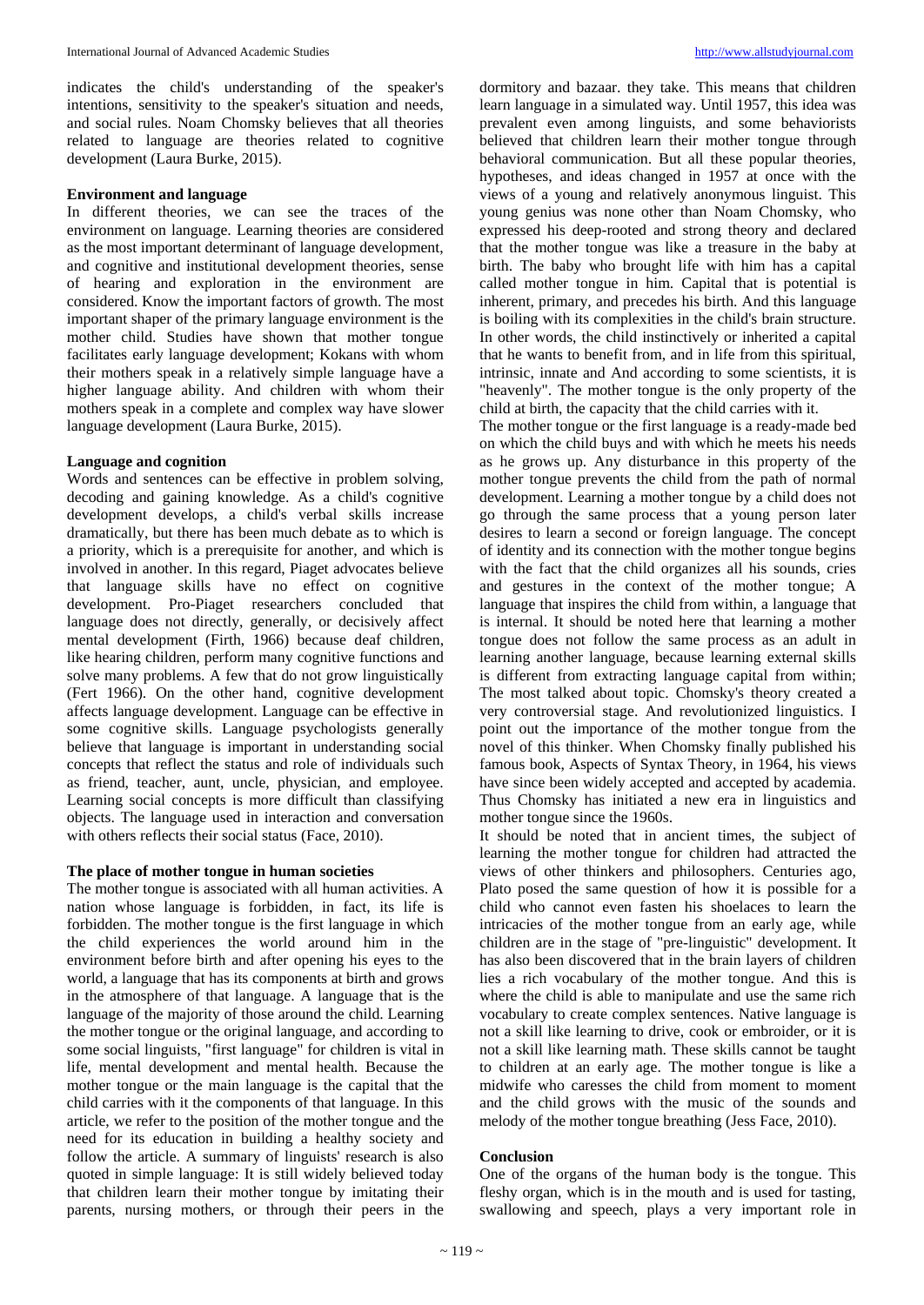indicates the child's understanding of the speaker's intentions, sensitivity to the speaker's situation and needs, and social rules. Noam Chomsky believes that all theories related to language are theories related to cognitive development (Laura Burke, 2015).

### Environment and language

In different theories, we can see the traces of the environment on language. Learning theories are considered as the most important determinant of language development, and cognitive and institutional development theories, sense of hearing and exploration in the environment are considered. Know the important factors of growth. The most important shaper of the primary language environment is the mother child. Studies have shown that mother tongue facilitates early language development; Kokans with whom their mothers speak in a relatively simple language have a higher language ability. And children with whom their mothers speak in a complete and complex way have slower language development (Laura Burke, 2015).

### Language and cognition

Words and sentences can be effective in problem solving, decoding and gaining knowledge. As a child's cognitive development develops, a child's verbal skills increase dramatically, but there has been much debate as to which is a priority, which is a prerequisite for another, and which is involved in another. In this regard, Piaget advocates believe that language skills have no effect on cognitive development. Pro-Piaget researchers concluded that language does not directly, generally, or decisively affect mental development (Firth, 1966) because deaf children, like hearing children, perform many cognitive functions and solve many problems. A few that do not grow linguistically (Fert 1966). On the other hand, cognitive development affects language development. Language can be effective in some cognitive skills. Language psychologists generally believe that language is important in understanding social concepts that reflect the status and role of individuals such as friend, teacher, aunt, uncle, physician, and employee. Learning social concepts is more difficult than classifying objects. The language used in interaction and conversation with others reflects their social status (Face, 2010).

### The place of mother tongue in human societies

The mother tongue is associated with all human activities. A nation whose language is forbidden, in fact, its life is forbidden. The mother tongue is the first language in which the child experiences the world around him in the environment before birth and after opening his eyes to the world, a language that has its components at birth and grows in the atmosphere of that language. A language that is the language of the majority of those around the child. Learning the mother tongue or the original language, and according to some social linguists, "first language" for children is vital in life, mental development and mental health. Because the mother tongue or the main language is the capital that the child carries with it the components of that language. In this article, we refer to the position of the mother tongue and the need for its education in building a healthy society and follow the article. A summary of linguists' research is also quoted in simple language: It is still widely believed today that children learn their mother tongue by imitating their parents, nursing mothers, or through their peers in the dormitory and bazaar. they take. This means that children learn language in a simulated way. Until 1957, this idea was prevalent even among linguists, and some behaviorists believed that children learn their mother tongue through behavioral communication. But all these popular theories, hypotheses, and ideas changed in 1957 at once with the views of a young and relatively anonymous linguist. This young genius was none other than Noam Chomsky, who expressed his deep-rooted and strong theory and declared that the mother tongue was like a treasure in the baby at birth. The baby who brought life with him has a capital called mother tongue in him. Capital that is potential is inherent, primary, and precedes his birth. And this language is boiling with its complexities in the child's brain structure. In other words, the child instinctively or inherited a capital that he wants to benefit from, and in life from this spiritual, intrinsic, innate and And according to some scientists, it is "heavenly". The mother tongue is the only property of the child at birth, the capacity that the child carries with it.

The mother tongue or the first language is a ready-made bed on which the child buys and with which he meets his needs as he grows up. Any disturbance in this property of the mother tongue prevents the child from the path of normal development. Learning a mother tongue by a child does not go through the same process that a young person later desires to learn a second or foreign language. The concept of identity and its connection with the mother tongue begins with the fact that the child organizes all his sounds, cries and gestures in the context of the mother tongue; A language that inspires the child from within, a language that is internal. It should be noted here that learning a mother tongue does not follow the same process as an adult in learning another language, because learning external skills is different from extracting language capital from within; The most talked about topic. Chomsky's theory created a very controversial stage. And revolutionized linguistics. I point out the importance of the mother tongue from the novel of this thinker. When Chomsky finally published his famous book, Aspects of Syntax Theory, in 1964, his views have since been widely accepted and accepted by academia. Thus Chomsky has initiated a new era in linguistics and mother tongue since the 1960s.

It should be noted that in ancient times, the subject of learning the mother tongue for children had attracted the views of other thinkers and philosophers. Centuries ago, Plato posed the same question of how it is possible for a child who cannot even fasten his shoelaces to learn the intricacies of the mother tongue from an early age, while children are in the stage of "pre-linguistic" development. It has also been discovered that in the brain layers of children lies a rich vocabulary of the mother tongue. And this is where the child is able to manipulate and use the same rich vocabulary to create complex sentences. Native language is not a skill like learning to drive, cook or embroider, or it is not a skill like learning math. These skills cannot be taught to children at an early age. The mother tongue is like a midwife who caresses the child from moment to moment and the child grows with the music of the sounds and melody of the mother tongue breathing (Jess Face, 2010).

### Conclusion

One of the organs of the human body is the tongue. This fleshy organ, which is in the mouth and is used for tasting, swallowing and speech, plays a very important role in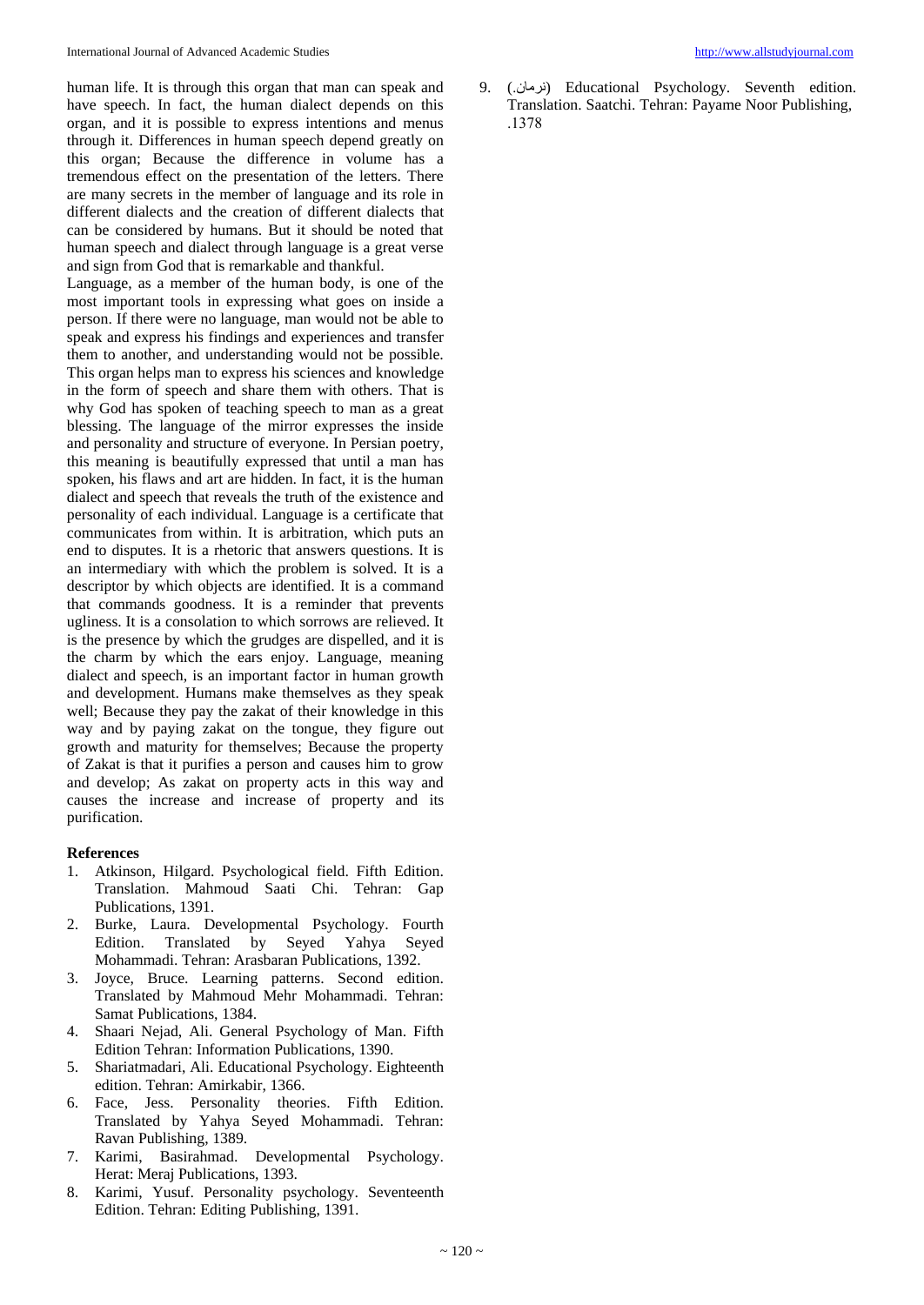human life. It is through this organ that man can speak and have speech. In fact, the human dialect depends on this organ, and it is possible to express intentions and menus through it. Differences in human speech depend greatly on this organ; Because the difference in volume has a tremendous effect on the presentation of the letters. There are many secrets in the member of language and its role in different dialects and the creation of different dialects that can be considered by humans. But it should be noted that human speech and dialect through language is a great verse and sign from God that is remarkable and thankful.

Language, as a member of the human body, is one of the most important tools in expressing what goes on inside a person. If there were no language, man would not be able to speak and express his findings and experiences and transfer them to another, and understanding would not be possible. This organ helps man to express his sciences and knowledge in the form of speech and share them with others. That is why God has spoken of teaching speech to man as a great blessing. The language of the mirror expresses the inside and personality and structure of everyone. In Persian poetry, this meaning is beautifully expressed that until a man has spoken, his flaws and art are hidden. In fact, it is the human dialect and speech that reveals the truth of the existence and personality of each individual. Language is a certificate that communicates from within. It is arbitration, which puts an end to disputes. It is a rhetoric that answers questions. It is an intermediary with which the problem is solved. It is a descriptor by which objects are identified. It is a command that commands goodness. It is a reminder that prevents ugliness. It is a consolation to which sorrows are relieved. It is the presence by which the grudges are dispelled, and it is the charm by which the ears enjoy. Language, meaning dialect and speech, is an important factor in human growth and development. Humans make themselves as they speak well; Because they pay the zakat of their knowledge in this way and by paying zakat on the tongue, they figure out growth and maturity for themselves; Because the property of Zakat is that it purifies a person and causes him to grow and develop; As zakat on property acts in this way and causes the increase and increase of property and its purification.

**References**

1. Atkinson, Hilgard. Psychological field. Fifth Edition. Translation. Mahmoud Saati Chi. Tehran: Gap Publications, 1391.
2. Burke, Laura. Developmental Psychology. Fourth Edition. Translated by Seyed Yahya Seyed Mohammadi. Tehran: Arasbaran Publications, 1392.
3. Joyce, Bruce. Learning patterns. Second edition. Translated by Mahmoud Mehr Mohammadi. Tehran: Samat Publications, 1384.
4. Shaari Nejad, Ali. General Psychology of Man. Fifth Edition Tehran: Information Publications, 1390.
5. Shariatmadari, Ali. Educational Psychology. Eighteenth edition. Tehran: Amirkabir, 1366.
6. Face, Jess. Personality theories. Fifth Edition. Translated by Yahya Seyed Mohammadi. Tehran: Ravan Publishing, 1389.
7. Karimi, Basirahmad. Developmental Psychology. Herat: Meraj Publications, 1393.
8. Karimi, Yusuf. Personality psychology. Seventeenth Edition. Tehran: Editing Publishing, 1391.
9. (نرمان.) Educational Psychology. Seventh edition. Translation. Saatchi. Tehran: Payame Noor Publishing, .1378